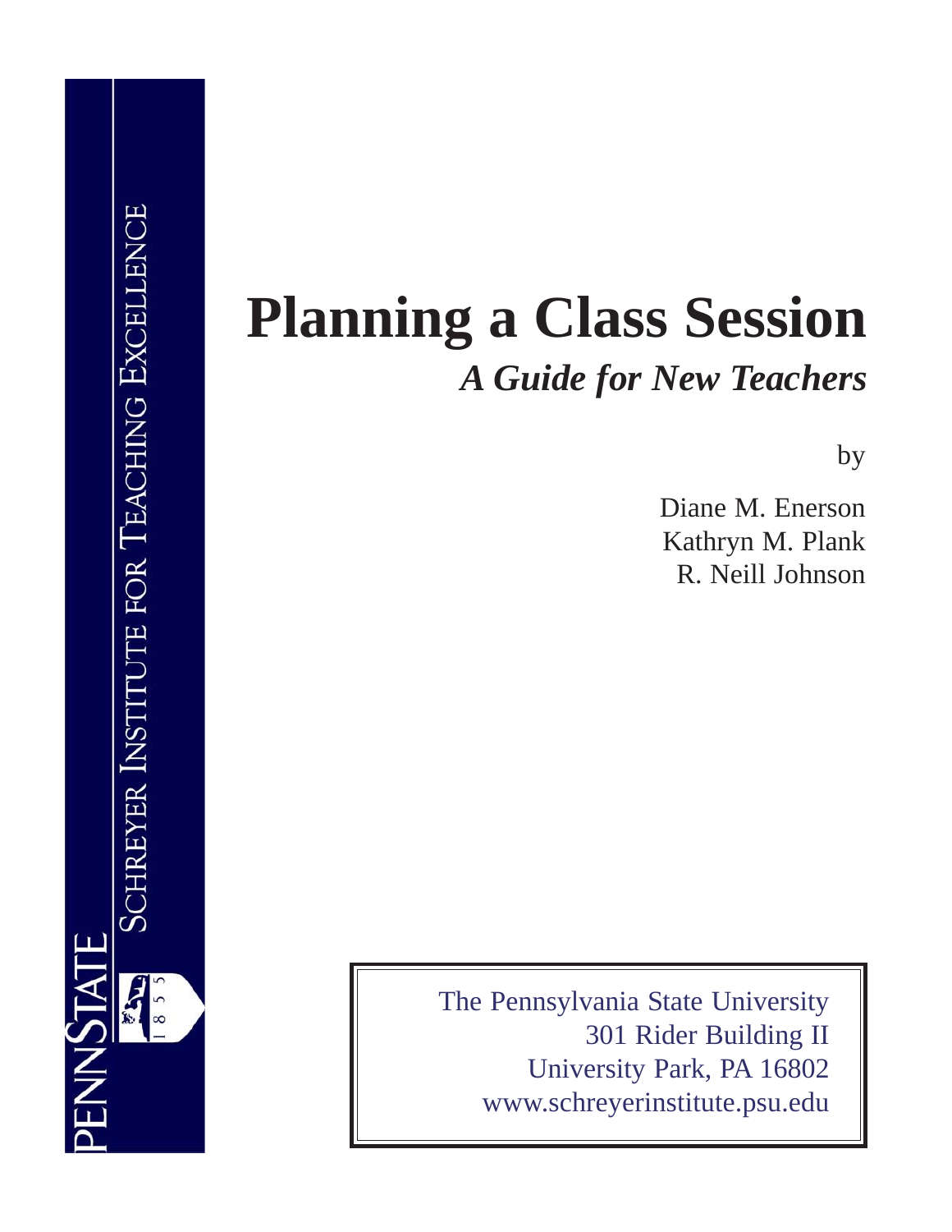PENNSTATE

SCHREYER INSTITUTE FOR TEACHING EXCELLENCE

# Planning a Class Session

## *A Guide for New Teachers*

by

Diane M. Enerson
Kathryn M. Plank
R. Neill Johnson

The Pennsylvania State University
301 Rider Building II
University Park, PA 16802
www.schreyerinstitute.psu.edu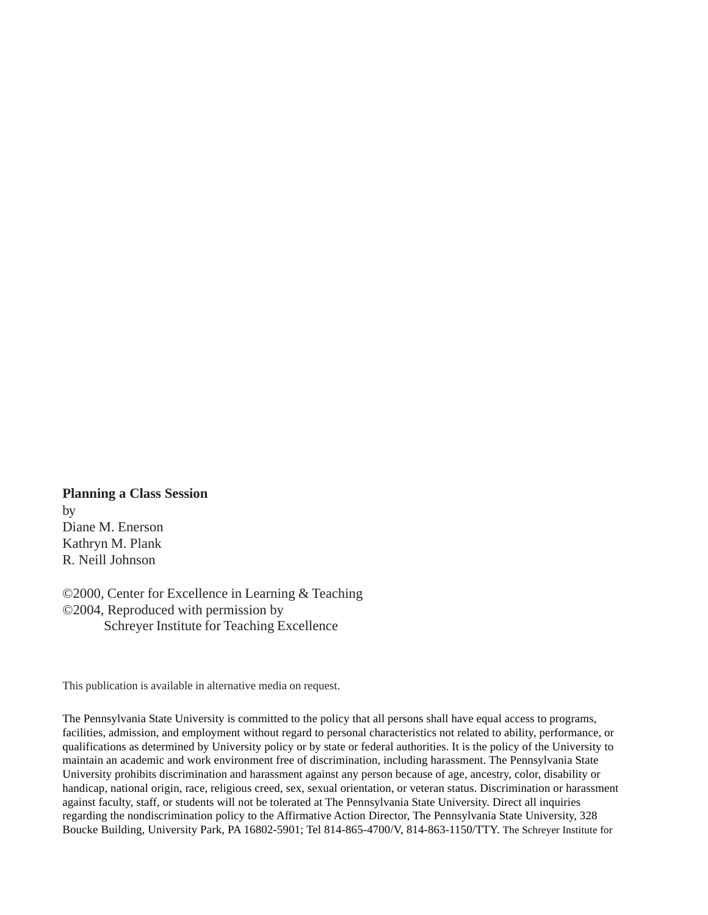**Planning a Class Session**
by
Diane M. Enerson
Kathryn M. Plank
R. Neill Johnson

©2000, Center for Excellence in Learning & Teaching
©2004, Reproduced with permission by
Schreyer Institute for Teaching Excellence

This publication is available in alternative media on request.

The Pennsylvania State University is committed to the policy that all persons shall have equal access to programs, facilities, admission, and employment without regard to personal characteristics not related to ability, performance, or qualifications as determined by University policy or by state or federal authorities. It is the policy of the University to maintain an academic and work environment free of discrimination, including harassment. The Pennsylvania State University prohibits discrimination and harassment against any person because of age, ancestry, color, disability or handicap, national origin, race, religious creed, sex, sexual orientation, or veteran status. Discrimination or harassment against faculty, staff, or students will not be tolerated at The Pennsylvania State University. Direct all inquiries regarding the nondiscrimination policy to the Affirmative Action Director, The Pennsylvania State University, 328 Boucke Building, University Park, PA 16802-5901; Tel 814-865-4700/V, 814-863-1150/TTY. The Schreyer Institute for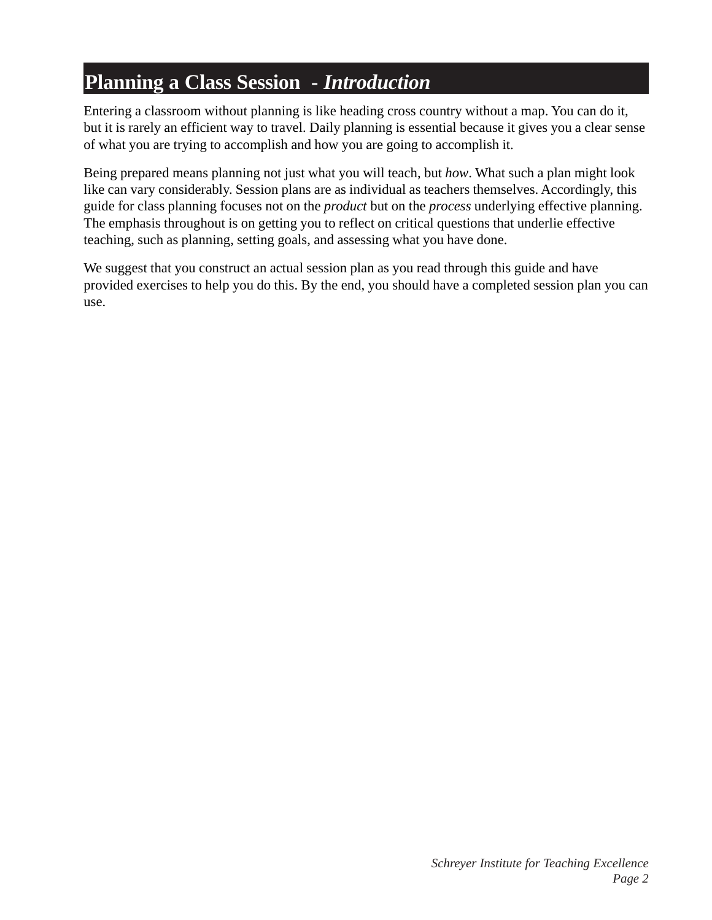## Planning a Class Session - *Introduction*

Entering a classroom without planning is like heading cross country without a map. You can do it, but it is rarely an efficient way to travel. Daily planning is essential because it gives you a clear sense of what you are trying to accomplish and how you are going to accomplish it.

Being prepared means planning not just what you will teach, but *how*. What such a plan might look like can vary considerably. Session plans are as individual as teachers themselves. Accordingly, this guide for class planning focuses not on the *product* but on the *process* underlying effective planning. The emphasis throughout is on getting you to reflect on critical questions that underlie effective teaching, such as planning, setting goals, and assessing what you have done.

We suggest that you construct an actual session plan as you read through this guide and have provided exercises to help you do this. By the end, you should have a completed session plan you can use.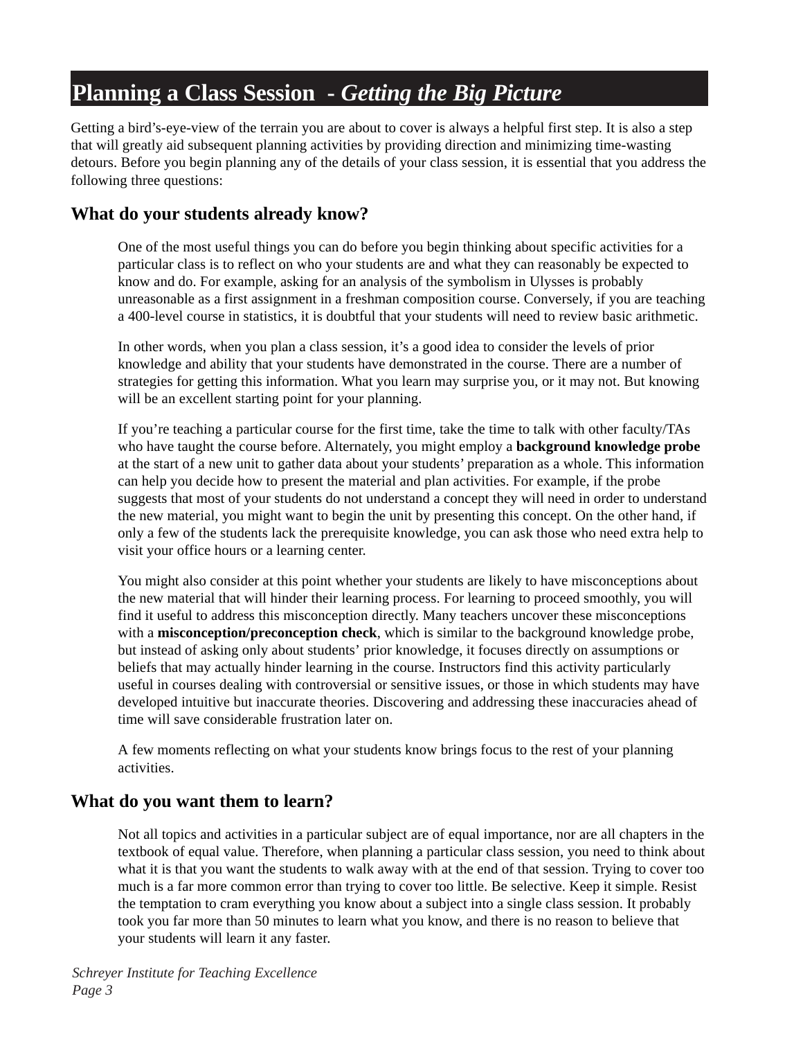# Planning a Class Session - *Getting the Big Picture*

Getting a bird's-eye-view of the terrain you are about to cover is always a helpful first step. It is also a step that will greatly aid subsequent planning activities by providing direction and minimizing time-wasting detours. Before you begin planning any of the details of your class session, it is essential that you address the following three questions:

## What do your students already know?

One of the most useful things you can do before you begin thinking about specific activities for a particular class is to reflect on who your students are and what they can reasonably be expected to know and do. For example, asking for an analysis of the symbolism in Ulysses is probably unreasonable as a first assignment in a freshman composition course. Conversely, if you are teaching a 400-level course in statistics, it is doubtful that your students will need to review basic arithmetic.

In other words, when you plan a class session, it's a good idea to consider the levels of prior knowledge and ability that your students have demonstrated in the course. There are a number of strategies for getting this information. What you learn may surprise you, or it may not. But knowing will be an excellent starting point for your planning.

If you're teaching a particular course for the first time, take the time to talk with other faculty/TAs who have taught the course before. Alternately, you might employ a **background knowledge probe** at the start of a new unit to gather data about your students' preparation as a whole. This information can help you decide how to present the material and plan activities. For example, if the probe suggests that most of your students do not understand a concept they will need in order to understand the new material, you might want to begin the unit by presenting this concept. On the other hand, if only a few of the students lack the prerequisite knowledge, you can ask those who need extra help to visit your office hours or a learning center.

You might also consider at this point whether your students are likely to have misconceptions about the new material that will hinder their learning process. For learning to proceed smoothly, you will find it useful to address this misconception directly. Many teachers uncover these misconceptions with a **misconception/preconception check**, which is similar to the background knowledge probe, but instead of asking only about students' prior knowledge, it focuses directly on assumptions or beliefs that may actually hinder learning in the course. Instructors find this activity particularly useful in courses dealing with controversial or sensitive issues, or those in which students may have developed intuitive but inaccurate theories. Discovering and addressing these inaccuracies ahead of time will save considerable frustration later on.

A few moments reflecting on what your students know brings focus to the rest of your planning activities.

## What do you want them to learn?

Not all topics and activities in a particular subject are of equal importance, nor are all chapters in the textbook of equal value. Therefore, when planning a particular class session, you need to think about what it is that you want the students to walk away with at the end of that session. Trying to cover too much is a far more common error than trying to cover too little. Be selective. Keep it simple. Resist the temptation to cram everything you know about a subject into a single class session. It probably took you far more than 50 minutes to learn what you know, and there is no reason to believe that your students will learn it any faster.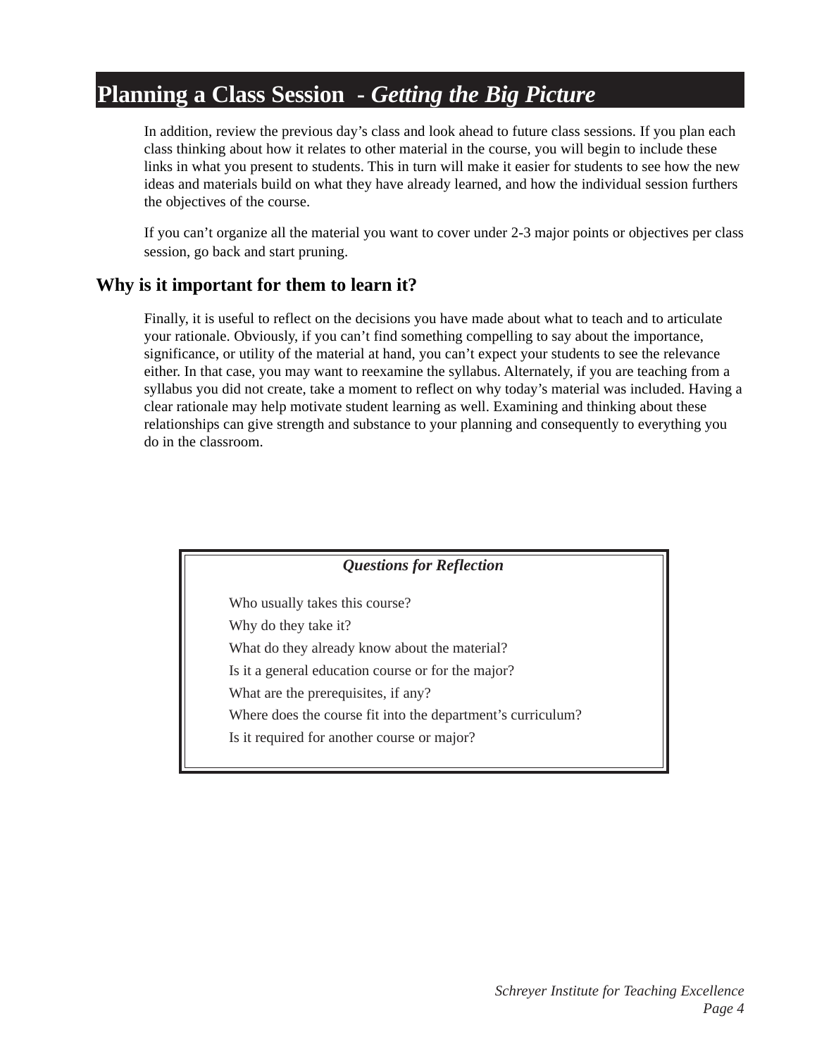## Planning a Class Session - *Getting the Big Picture*

In addition, review the previous day's class and look ahead to future class sessions. If you plan each class thinking about how it relates to other material in the course, you will begin to include these links in what you present to students. This in turn will make it easier for students to see how the new ideas and materials build on what they have already learned, and how the individual session furthers the objectives of the course.

If you can't organize all the material you want to cover under 2-3 major points or objectives per class session, go back and start pruning.

### Why is it important for them to learn it?

Finally, it is useful to reflect on the decisions you have made about what to teach and to articulate your rationale. Obviously, if you can't find something compelling to say about the importance, significance, or utility of the material at hand, you can't expect your students to see the relevance either. In that case, you may want to reexamine the syllabus. Alternately, if you are teaching from a syllabus you did not create, take a moment to reflect on why today's material was included. Having a clear rationale may help motivate student learning as well. Examining and thinking about these relationships can give strength and substance to your planning and consequently to everything you do in the classroom.

***Questions for Reflection***

Who usually takes this course?
Why do they take it?
What do they already know about the material?
Is it a general education course or for the major?
What are the prerequisites, if any?
Where does the course fit into the department's curriculum?
Is it required for another course or major?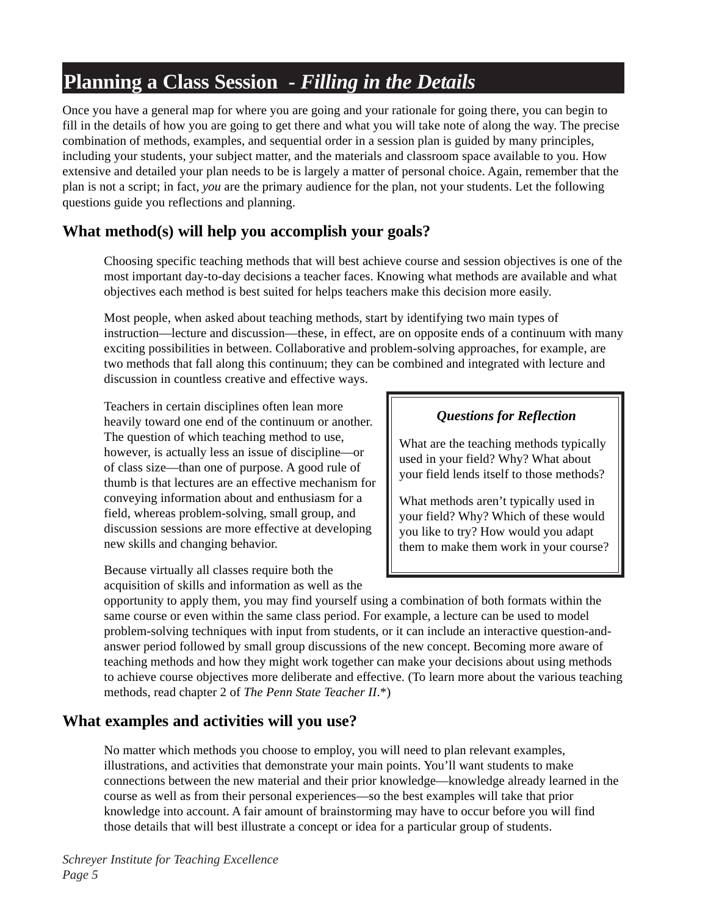# Planning a Class Session - *Filling in the Details*

Once you have a general map for where you are going and your rationale for going there, you can begin to fill in the details of how you are going to get there and what you will take note of along the way. The precise combination of methods, examples, and sequential order in a session plan is guided by many principles, including your students, your subject matter, and the materials and classroom space available to you. How extensive and detailed your plan needs to be is largely a matter of personal choice. Again, remember that the plan is not a script; in fact, *you* are the primary audience for the plan, not your students. Let the following questions guide you reflections and planning.

## What method(s) will help you accomplish your goals?

Choosing specific teaching methods that will best achieve course and session objectives is one of the most important day-to-day decisions a teacher faces. Knowing what methods are available and what objectives each method is best suited for helps teachers make this decision more easily.

Most people, when asked about teaching methods, start by identifying two main types of instruction—lecture and discussion—these, in effect, are on opposite ends of a continuum with many exciting possibilities in between. Collaborative and problem-solving approaches, for example, are two methods that fall along this continuum; they can be combined and integrated with lecture and discussion in countless creative and effective ways.

Teachers in certain disciplines often lean more heavily toward one end of the continuum or another. The question of which teaching method to use, however, is actually less an issue of discipline—or of class size—than one of purpose. A good rule of thumb is that lectures are an effective mechanism for conveying information about and enthusiasm for a field, whereas problem-solving, small group, and discussion sessions are more effective at developing new skills and changing behavior.

> ***Questions for Reflection***
>
> What are the teaching methods typically used in your field? Why? What about your field lends itself to those methods?
>
> What methods aren't typically used in your field? Why? Which of these would you like to try? How would you adapt them to make them work in your course?

Because virtually all classes require both the acquisition of skills and information as well as the opportunity to apply them, you may find yourself using a combination of both formats within the same course or even within the same class period. For example, a lecture can be used to model problem-solving techniques with input from students, or it can include an interactive question-and-answer period followed by small group discussions of the new concept. Becoming more aware of teaching methods and how they might work together can make your decisions about using methods to achieve course objectives more deliberate and effective. (To learn more about the various teaching methods, read chapter 2 of *The Penn State Teacher II*.*)

## What examples and activities will you use?

No matter which methods you choose to employ, you will need to plan relevant examples, illustrations, and activities that demonstrate your main points. You'll want students to make connections between the new material and their prior knowledge—knowledge already learned in the course as well as from their personal experiences—so the best examples will take that prior knowledge into account. A fair amount of brainstorming may have to occur before you will find those details that will best illustrate a concept or idea for a particular group of students.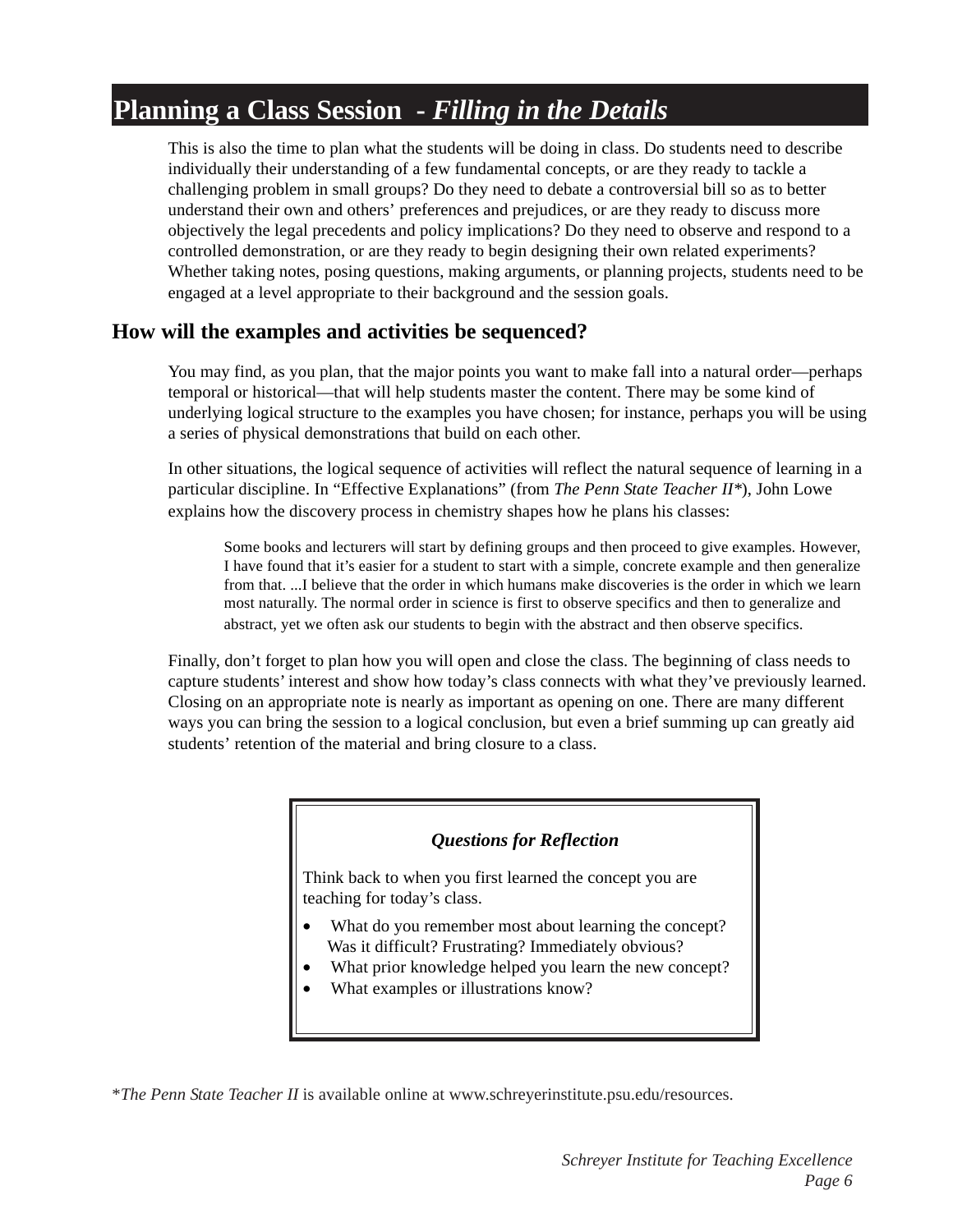## Planning a Class Session - *Filling in the Details*

This is also the time to plan what the students will be doing in class. Do students need to describe individually their understanding of a few fundamental concepts, or are they ready to tackle a challenging problem in small groups? Do they need to debate a controversial bill so as to better understand their own and others' preferences and prejudices, or are they ready to discuss more objectively the legal precedents and policy implications? Do they need to observe and respond to a controlled demonstration, or are they ready to begin designing their own related experiments? Whether taking notes, posing questions, making arguments, or planning projects, students need to be engaged at a level appropriate to their background and the session goals.

### How will the examples and activities be sequenced?

You may find, as you plan, that the major points you want to make fall into a natural order—perhaps temporal or historical—that will help students master the content. There may be some kind of underlying logical structure to the examples you have chosen; for instance, perhaps you will be using a series of physical demonstrations that build on each other.

In other situations, the logical sequence of activities will reflect the natural sequence of learning in a particular discipline. In "Effective Explanations" (from *The Penn State Teacher II*\*), John Lowe explains how the discovery process in chemistry shapes how he plans his classes:

> Some books and lecturers will start by defining groups and then proceed to give examples. However, I have found that it's easier for a student to start with a simple, concrete example and then generalize from that. ...I believe that the order in which humans make discoveries is the order in which we learn most naturally. The normal order in science is first to observe specifics and then to generalize and abstract, yet we often ask our students to begin with the abstract and then observe specifics.

Finally, don't forget to plan how you will open and close the class. The beginning of class needs to capture students' interest and show how today's class connects with what they've previously learned. Closing on an appropriate note is nearly as important as opening on one. There are many different ways you can bring the session to a logical conclusion, but even a brief summing up can greatly aid students' retention of the material and bring closure to a class.

---

***Questions for Reflection***

Think back to when you first learned the concept you are teaching for today's class.

- What do you remember most about learning the concept? Was it difficult? Frustrating? Immediately obvious?
- What prior knowledge helped you learn the new concept?
- What examples or illustrations know?

---

\**The Penn State Teacher II* is available online at www.schreyerinstitute.psu.edu/resources.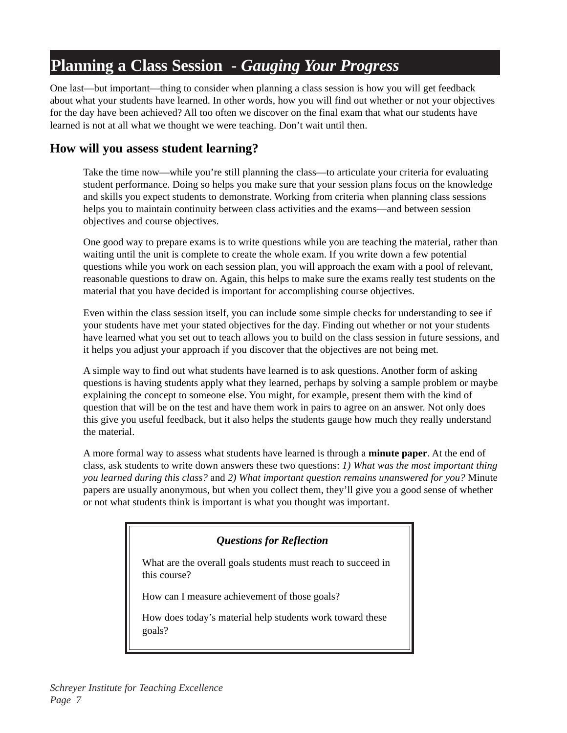# Planning a Class Session - *Gauging Your Progress*

One last—but important—thing to consider when planning a class session is how you will get feedback about what your students have learned. In other words, how you will find out whether or not your objectives for the day have been achieved? All too often we discover on the final exam that what our students have learned is not at all what we thought we were teaching. Don't wait until then.

## How will you assess student learning?

Take the time now—while you're still planning the class—to articulate your criteria for evaluating student performance. Doing so helps you make sure that your session plans focus on the knowledge and skills you expect students to demonstrate. Working from criteria when planning class sessions helps you to maintain continuity between class activities and the exams—and between session objectives and course objectives.

One good way to prepare exams is to write questions while you are teaching the material, rather than waiting until the unit is complete to create the whole exam. If you write down a few potential questions while you work on each session plan, you will approach the exam with a pool of relevant, reasonable questions to draw on. Again, this helps to make sure the exams really test students on the material that you have decided is important for accomplishing course objectives.

Even within the class session itself, you can include some simple checks for understanding to see if your students have met your stated objectives for the day. Finding out whether or not your students have learned what you set out to teach allows you to build on the class session in future sessions, and it helps you adjust your approach if you discover that the objectives are not being met.

A simple way to find out what students have learned is to ask questions. Another form of asking questions is having students apply what they learned, perhaps by solving a sample problem or maybe explaining the concept to someone else. You might, for example, present them with the kind of question that will be on the test and have them work in pairs to agree on an answer. Not only does this give you useful feedback, but it also helps the students gauge how much they really understand the material.

A more formal way to assess what students have learned is through a **minute paper**. At the end of class, ask students to write down answers these two questions: *1) What was the most important thing you learned during this class?* and *2) What important question remains unanswered for you?* Minute papers are usually anonymous, but when you collect them, they'll give you a good sense of whether or not what students think is important is what you thought was important.

***Questions for Reflection***

What are the overall goals students must reach to succeed in this course?

How can I measure achievement of those goals?

How does today's material help students work toward these goals?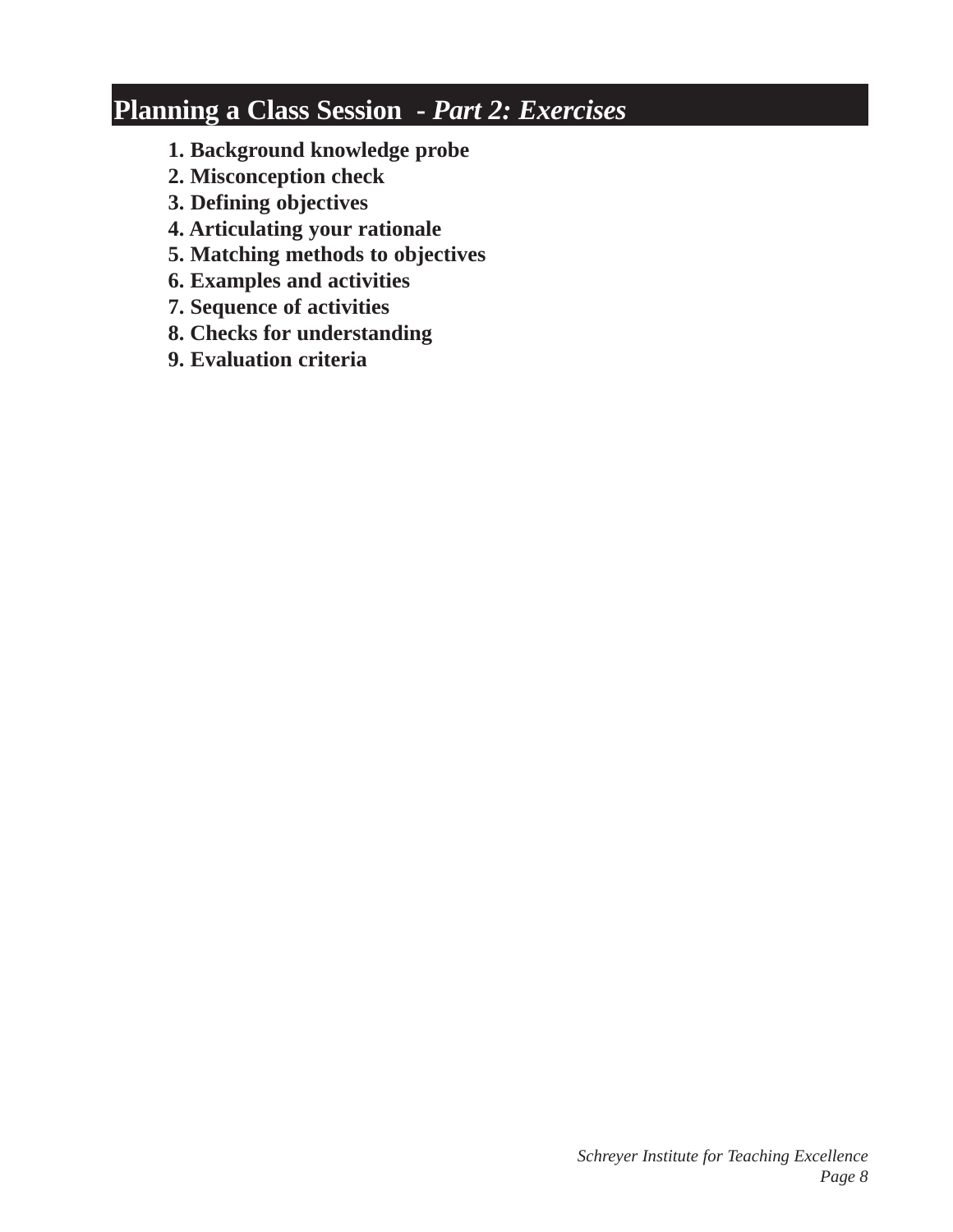# Planning a Class Session - *Part 2: Exercises*

**1. Background knowledge probe**
**2. Misconception check**
**3. Defining objectives**
**4. Articulating your rationale**
**5. Matching methods to objectives**
**6. Examples and activities**
**7. Sequence of activities**
**8. Checks for understanding**
**9. Evaluation criteria**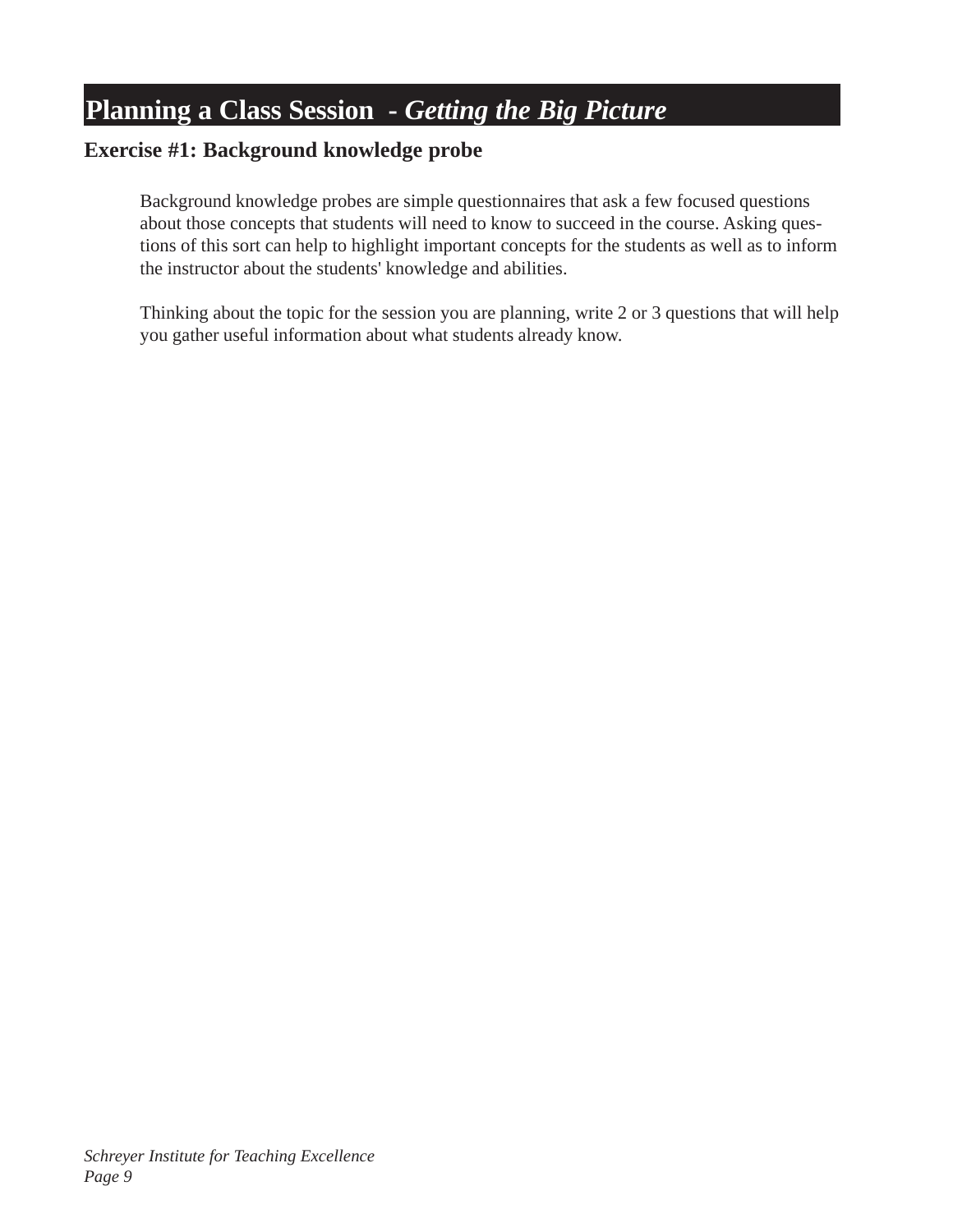# Planning a Class Session - *Getting the Big Picture*

## Exercise #1: Background knowledge probe

Background knowledge probes are simple questionnaires that ask a few focused questions about those concepts that students will need to know to succeed in the course. Asking questions of this sort can help to highlight important concepts for the students as well as to inform the instructor about the students' knowledge and abilities.

Thinking about the topic for the session you are planning, write 2 or 3 questions that will help you gather useful information about what students already know.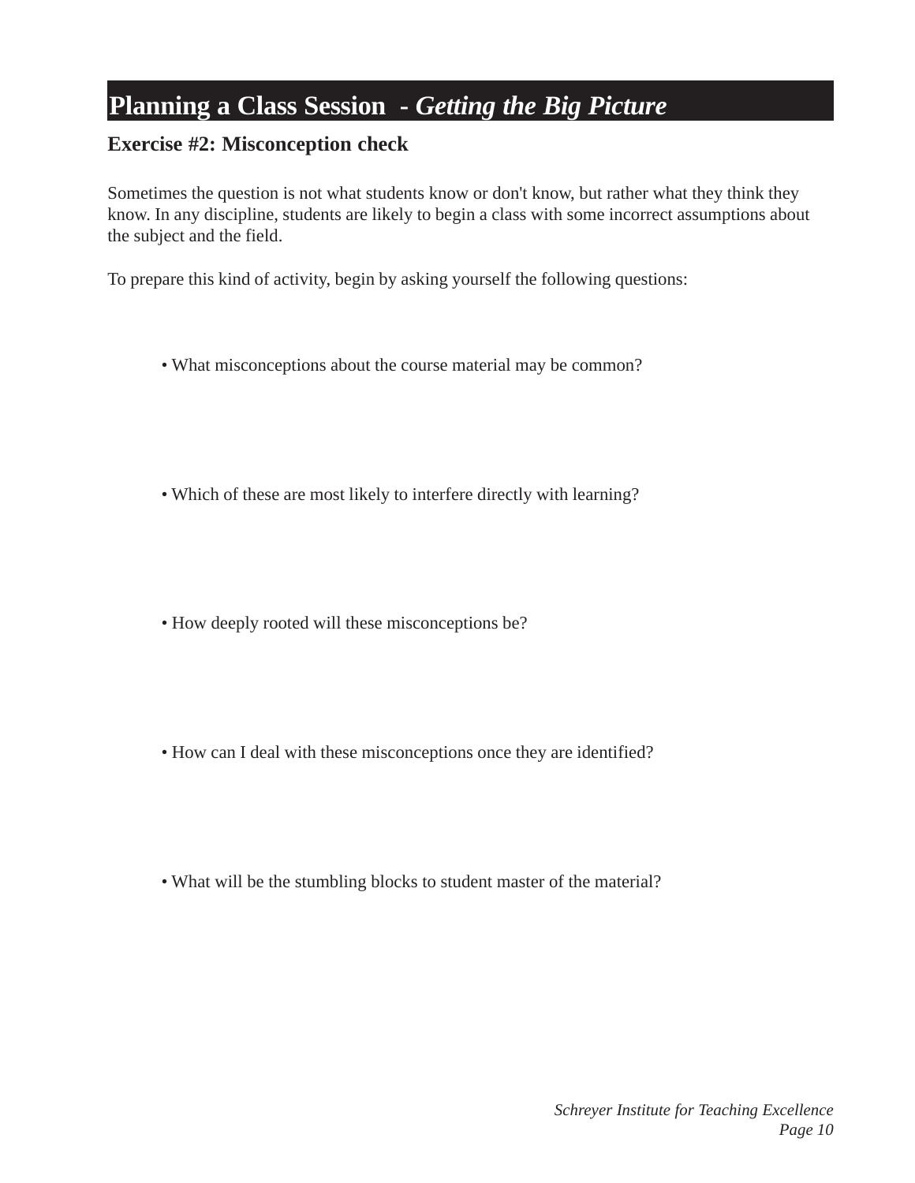# Planning a Class Session - *Getting the Big Picture*

## Exercise #2: Misconception check

Sometimes the question is not what students know or don't know, but rather what they think they know. In any discipline, students are likely to begin a class with some incorrect assumptions about the subject and the field.

To prepare this kind of activity, begin by asking yourself the following questions:

- What misconceptions about the course material may be common?

- Which of these are most likely to interfere directly with learning?

- How deeply rooted will these misconceptions be?

- How can I deal with these misconceptions once they are identified?

- What will be the stumbling blocks to student master of the material?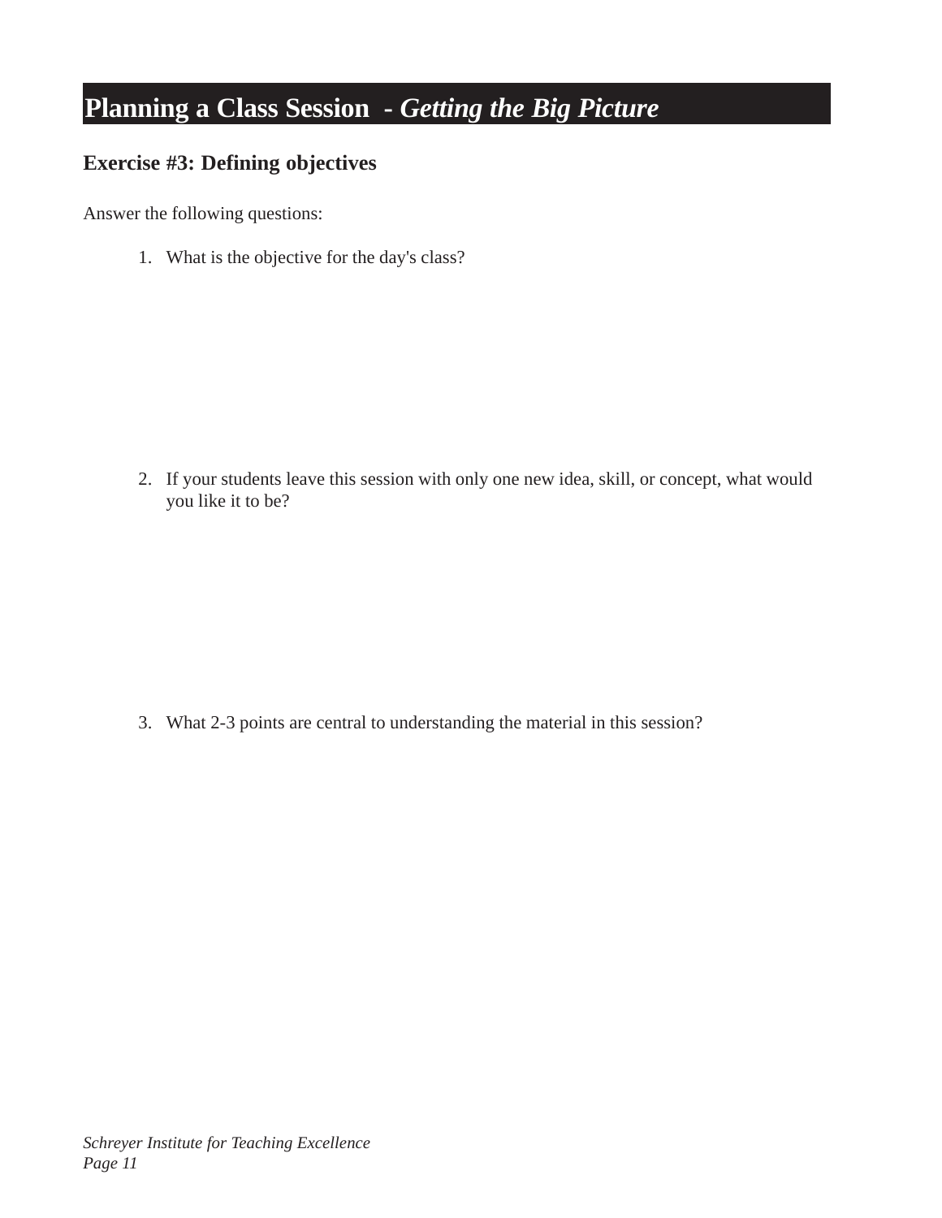# Planning a Class Session - *Getting the Big Picture*

## Exercise #3: Defining objectives

Answer the following questions:

1. What is the objective for the day's class?

2. If your students leave this session with only one new idea, skill, or concept, what would you like it to be?

3. What 2-3 points are central to understanding the material in this session?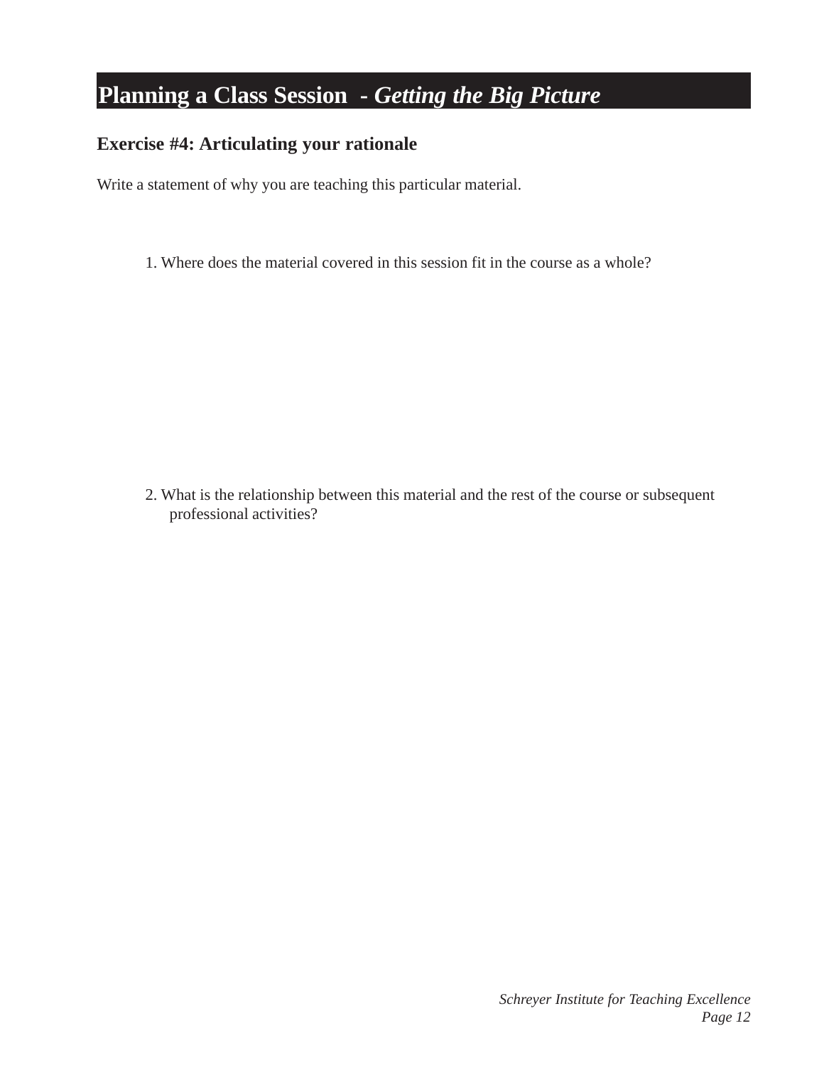# Planning a Class Session - *Getting the Big Picture*

## Exercise #4: Articulating your rationale

Write a statement of why you are teaching this particular material.

1. Where does the material covered in this session fit in the course as a whole?

2. What is the relationship between this material and the rest of the course or subsequent professional activities?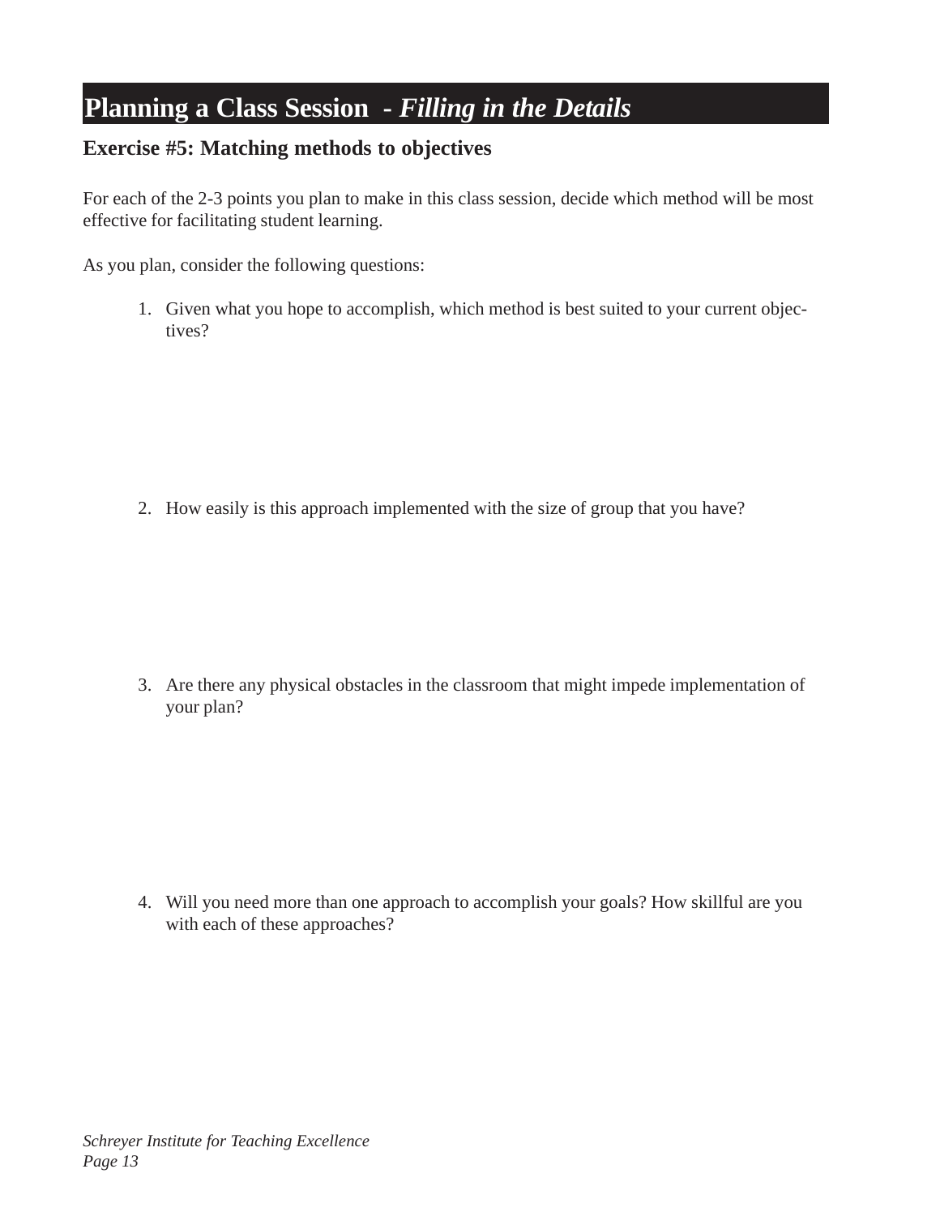# Planning a Class Session - *Filling in the Details*

## Exercise #5: Matching methods to objectives

For each of the 2-3 points you plan to make in this class session, decide which method will be most effective for facilitating student learning.

As you plan, consider the following questions:

1. Given what you hope to accomplish, which method is best suited to your current objectives?

2. How easily is this approach implemented with the size of group that you have?

3. Are there any physical obstacles in the classroom that might impede implementation of your plan?

4. Will you need more than one approach to accomplish your goals? How skillful are you with each of these approaches?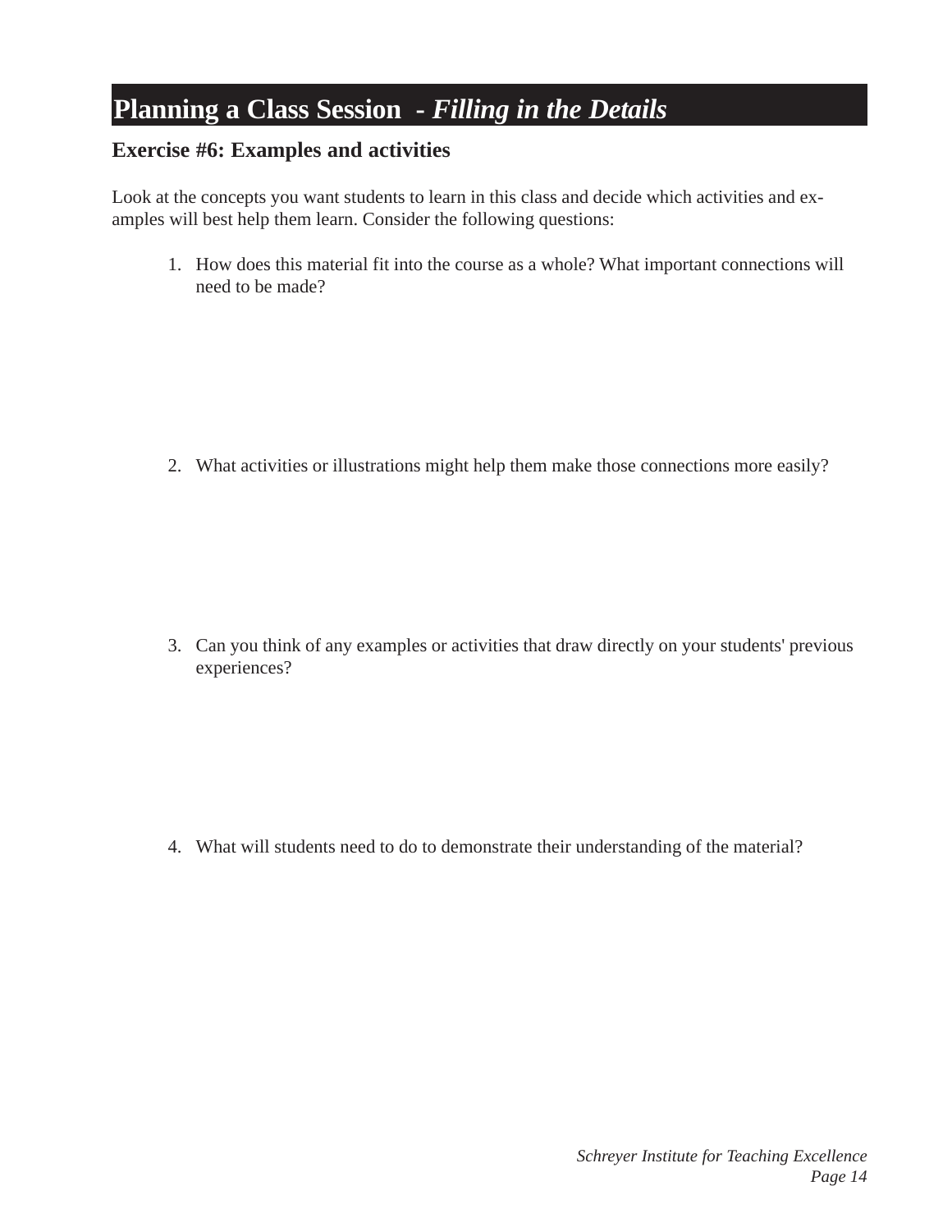# Planning a Class Session - *Filling in the Details*

## Exercise #6: Examples and activities

Look at the concepts you want students to learn in this class and decide which activities and examples will best help them learn. Consider the following questions:

1. How does this material fit into the course as a whole? What important connections will need to be made?

2. What activities or illustrations might help them make those connections more easily?

3. Can you think of any examples or activities that draw directly on your students' previous experiences?

4. What will students need to do to demonstrate their understanding of the material?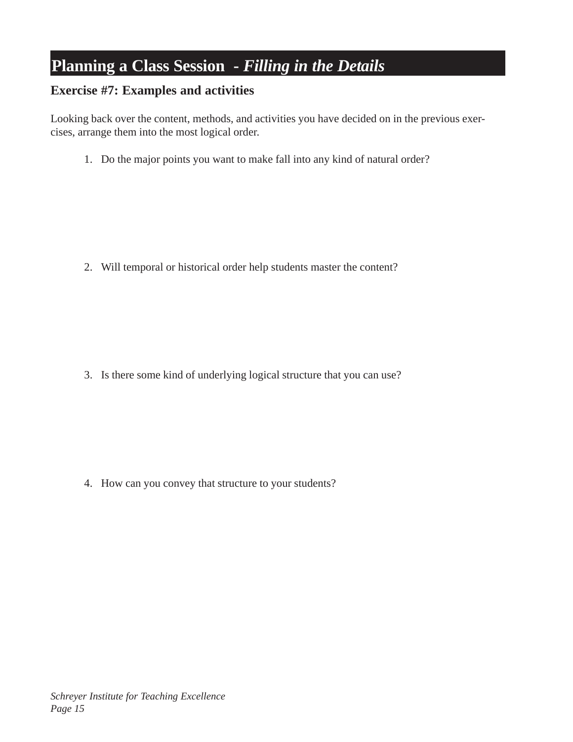# Planning a Class Session - *Filling in the Details*

## Exercise #7: Examples and activities

Looking back over the content, methods, and activities you have decided on in the previous exercises, arrange them into the most logical order.

1. Do the major points you want to make fall into any kind of natural order?

2. Will temporal or historical order help students master the content?

3. Is there some kind of underlying logical structure that you can use?

4. How can you convey that structure to your students?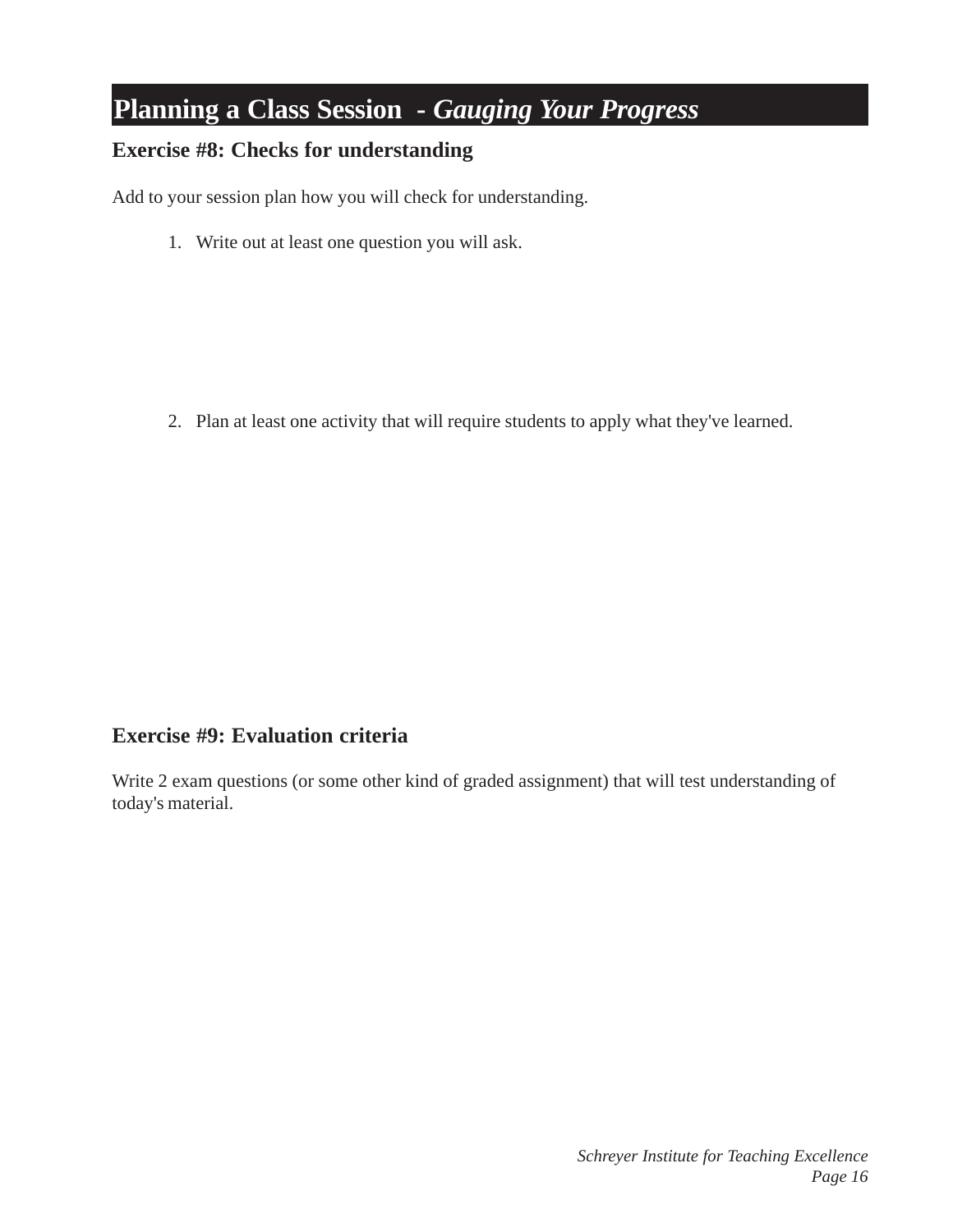# Planning a Class Session - *Gauging Your Progress*

## Exercise #8: Checks for understanding

Add to your session plan how you will check for understanding.

1. Write out at least one question you will ask.

2. Plan at least one activity that will require students to apply what they've learned.

## Exercise #9: Evaluation criteria

Write 2 exam questions (or some other kind of graded assignment) that will test understanding of today's material.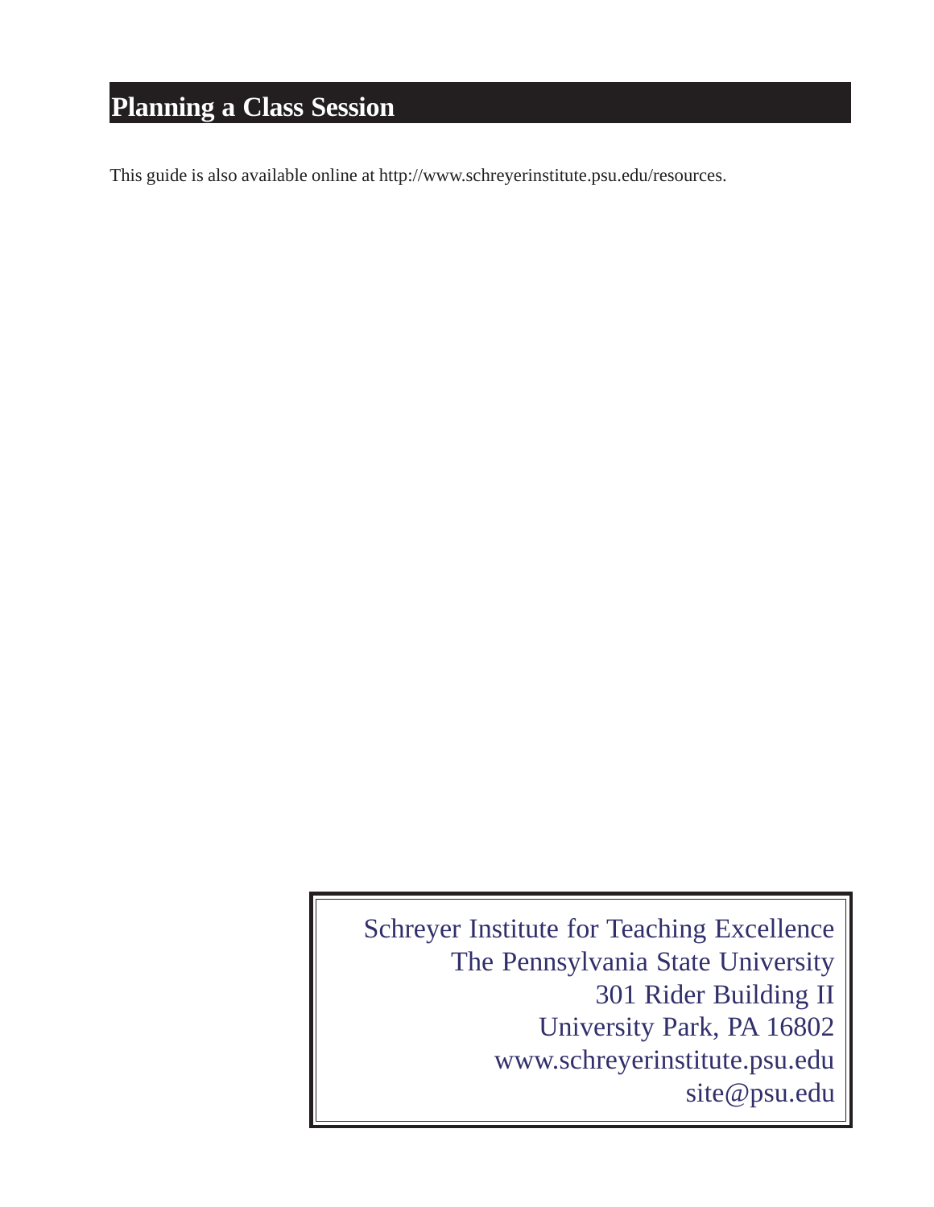# Planning a Class Session

This guide is also available online at http://www.schreyerinstitute.psu.edu/resources.

Schreyer Institute for Teaching Excellence
The Pennsylvania State University
301 Rider Building II
University Park, PA 16802
www.schreyerinstitute.psu.edu
site@psu.edu